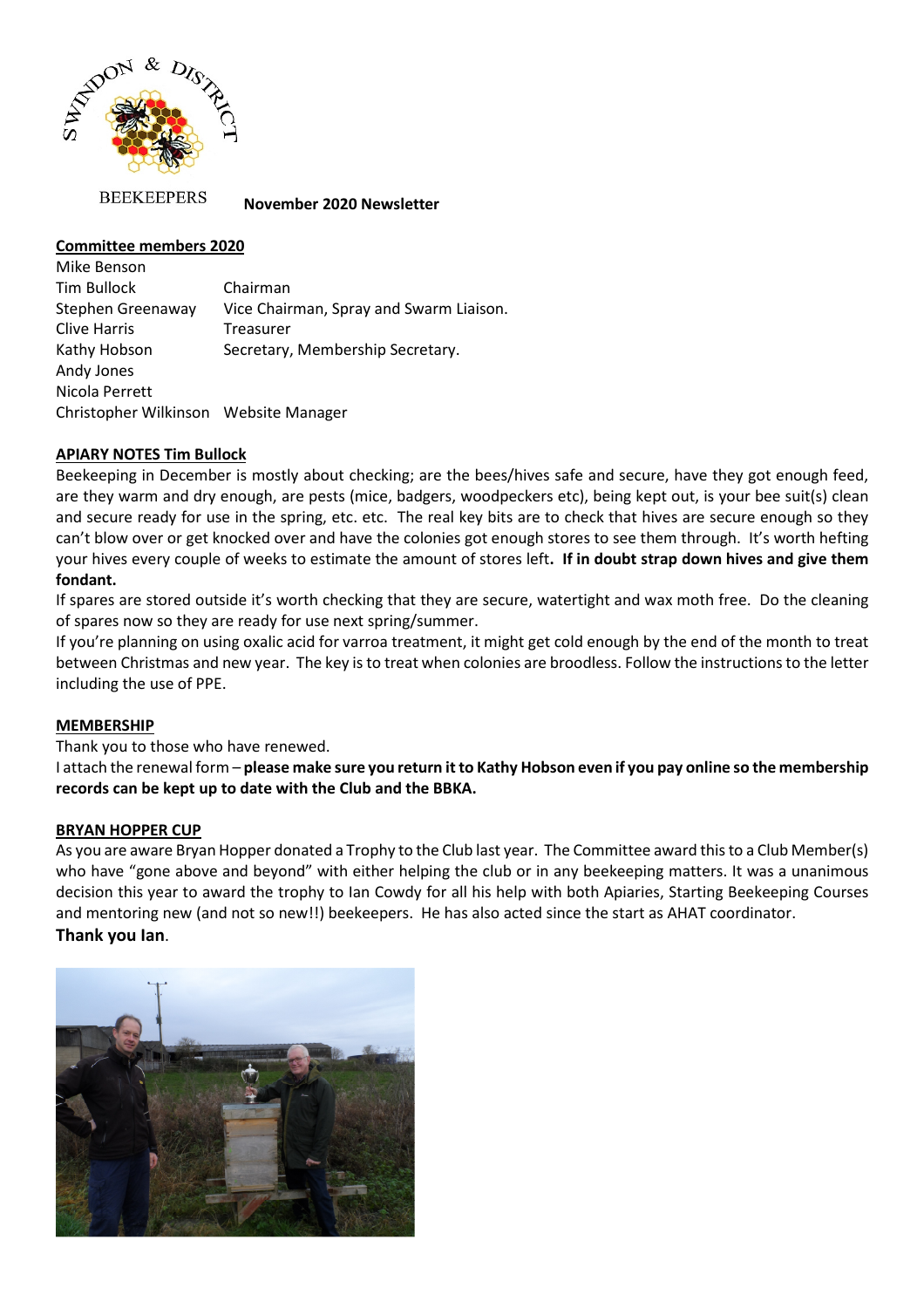SWINDON & DISTRICT BEEKEEPERS

**November 2020 Newsletter**

## Committee members 2020

| | |
|---|---|
| Mike Benson | |
| Tim Bullock | Chairman |
| Stephen Greenaway | Vice Chairman, Spray and Swarm Liaison. |
| Clive Harris | Treasurer |
| Kathy Hobson | Secretary, Membership Secretary. |
| Andy Jones | |
| Nicola Perrett | |
| Christopher Wilkinson | Website Manager |

## APIARY NOTES Tim Bullock

Beekeeping in December is mostly about checking; are the bees/hives safe and secure, have they got enough feed, are they warm and dry enough, are pests (mice, badgers, woodpeckers etc), being kept out, is your bee suit(s) clean and secure ready for use in the spring, etc. etc. The real key bits are to check that hives are secure enough so they can't blow over or get knocked over and have the colonies got enough stores to see them through. It's worth hefting your hives every couple of weeks to estimate the amount of stores left**. If in doubt strap down hives and give them fondant.**

If spares are stored outside it's worth checking that they are secure, watertight and wax moth free. Do the cleaning of spares now so they are ready for use next spring/summer.

If you're planning on using oxalic acid for varroa treatment, it might get cold enough by the end of the month to treat between Christmas and new year. The key is to treat when colonies are broodless. Follow the instructions to the letter including the use of PPE.

## MEMBERSHIP

Thank you to those who have renewed.

I attach the renewal form – **please make sure you return it to Kathy Hobson even if you pay online so the membership records can be kept up to date with the Club and the BBKA.**

## BRYAN HOPPER CUP

As you are aware Bryan Hopper donated a Trophy to the Club last year. The Committee award this to a Club Member(s) who have "gone above and beyond" with either helping the club or in any beekeeping matters. It was a unanimous decision this year to award the trophy to Ian Cowdy for all his help with both Apiaries, Starting Beekeeping Courses and mentoring new (and not so new!!) beekeepers. He has also acted since the start as AHAT coordinator.

**Thank you Ian**.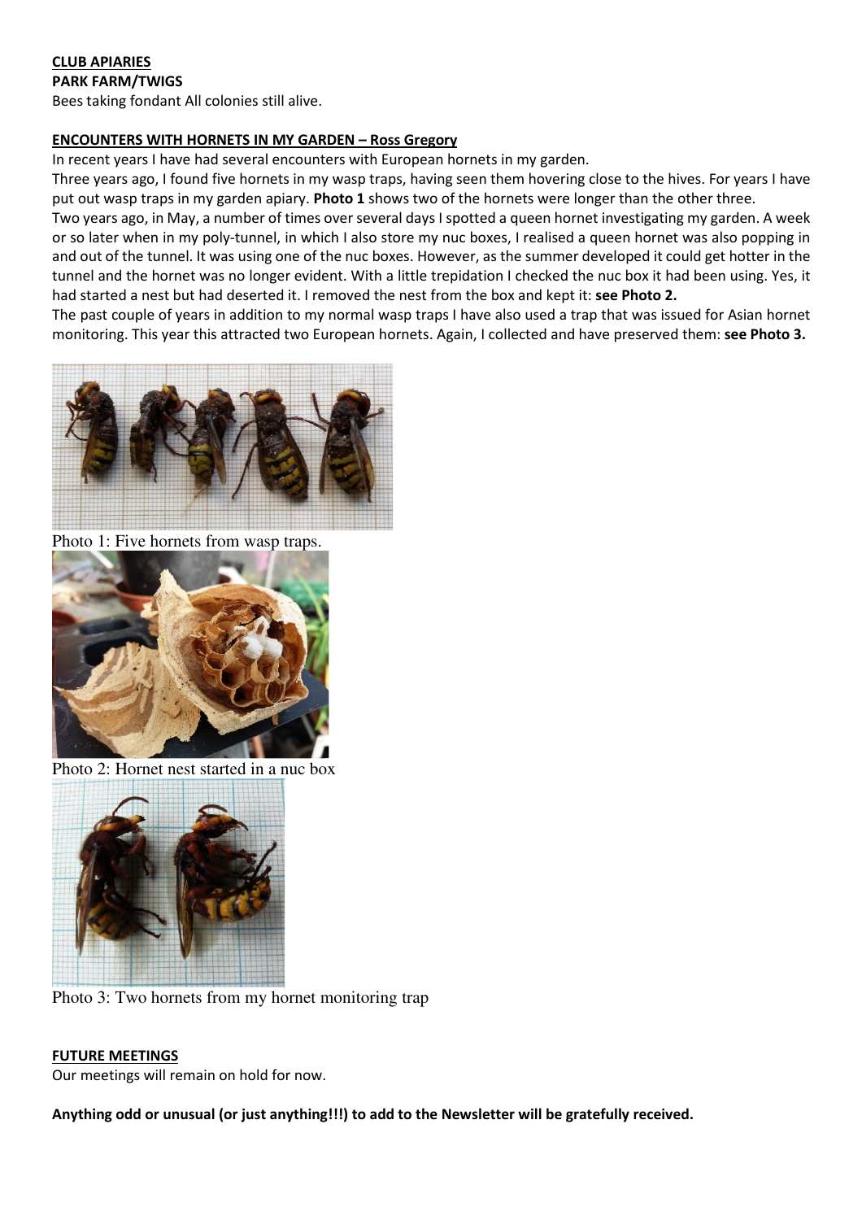**CLUB APIARIES**

**PARK FARM/TWIGS**

Bees taking fondant All colonies still alive.

**ENCOUNTERS WITH HORNETS IN MY GARDEN – Ross Gregory**

In recent years I have had several encounters with European hornets in my garden.

Three years ago, I found five hornets in my wasp traps, having seen them hovering close to the hives. For years I have put out wasp traps in my garden apiary. **Photo 1** shows two of the hornets were longer than the other three.

Two years ago, in May, a number of times over several days I spotted a queen hornet investigating my garden. A week or so later when in my poly-tunnel, in which I also store my nuc boxes, I realised a queen hornet was also popping in and out of the tunnel. It was using one of the nuc boxes. However, as the summer developed it could get hotter in the tunnel and the hornet was no longer evident. With a little trepidation I checked the nuc box it had been using. Yes, it had started a nest but had deserted it. I removed the nest from the box and kept it: **see Photo 2.**

The past couple of years in addition to my normal wasp traps I have also used a trap that was issued for Asian hornet monitoring. This year this attracted two European hornets. Again, I collected and have preserved them: **see Photo 3.**

Photo 1: Five hornets from wasp traps.

Photo 2: Hornet nest started in a nuc box

Photo 3: Two hornets from my hornet monitoring trap

**FUTURE MEETINGS**

Our meetings will remain on hold for now.

**Anything odd or unusual (or just anything!!!) to add to the Newsletter will be gratefully received.**